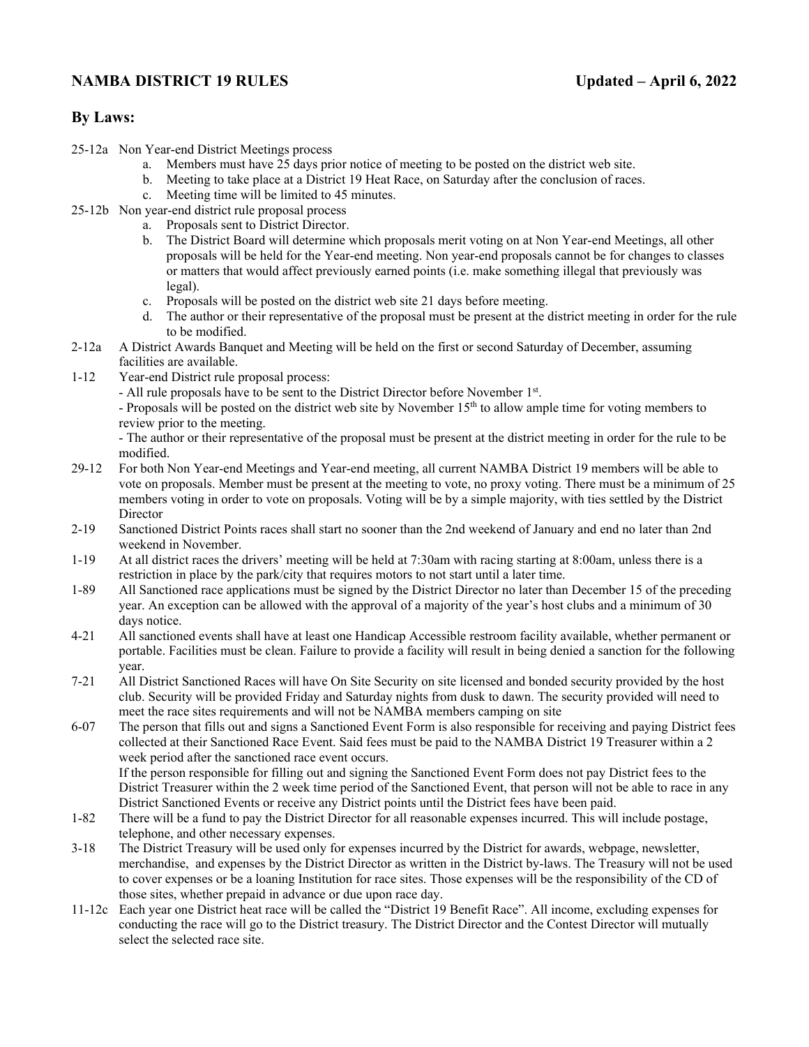## NAMBA DISTRICT 19 RULES — Updated – April 6, 2022

## By Laws:

25-12a Non Year-end District Meetings process

a. Members must have 25 days prior notice of meeting to be posted on the district web site.
b. Meeting to take place at a District 19 Heat Race, on Saturday after the conclusion of races.
c. Meeting time will be limited to 45 minutes.

25-12b Non year-end district rule proposal process

a. Proposals sent to District Director.
b. The District Board will determine which proposals merit voting on at Non Year-end Meetings, all other proposals will be held for the Year-end meeting. Non year-end proposals cannot be for changes to classes or matters that would affect previously earned points (i.e. make something illegal that previously was legal).
c. Proposals will be posted on the district web site 21 days before meeting.
d. The author or their representative of the proposal must be present at the district meeting in order for the rule to be modified.

2-12a A District Awards Banquet and Meeting will be held on the first or second Saturday of December, assuming facilities are available.

1-12 Year-end District rule proposal process:

- All rule proposals have to be sent to the District Director before November 1st.
- Proposals will be posted on the district web site by November 15th to allow ample time for voting members to review prior to the meeting.
- The author or their representative of the proposal must be present at the district meeting in order for the rule to be modified.

29-12 For both Non Year-end Meetings and Year-end meeting, all current NAMBA District 19 members will be able to vote on proposals. Member must be present at the meeting to vote, no proxy voting. There must be a minimum of 25 members voting in order to vote on proposals. Voting will be by a simple majority, with ties settled by the District Director

2-19 Sanctioned District Points races shall start no sooner than the 2nd weekend of January and end no later than 2nd weekend in November.

1-19 At all district races the drivers' meeting will be held at 7:30am with racing starting at 8:00am, unless there is a restriction in place by the park/city that requires motors to not start until a later time.

1-89 All Sanctioned race applications must be signed by the District Director no later than December 15 of the preceding year. An exception can be allowed with the approval of a majority of the year's host clubs and a minimum of 30 days notice.

4-21 All sanctioned events shall have at least one Handicap Accessible restroom facility available, whether permanent or portable. Facilities must be clean. Failure to provide a facility will result in being denied a sanction for the following year.

7-21 All District Sanctioned Races will have On Site Security on site licensed and bonded security provided by the host club. Security will be provided Friday and Saturday nights from dusk to dawn. The security provided will need to meet the race sites requirements and will not be NAMBA members camping on site

6-07 The person that fills out and signs a Sanctioned Event Form is also responsible for receiving and paying District fees collected at their Sanctioned Race Event. Said fees must be paid to the NAMBA District 19 Treasurer within a 2 week period after the sanctioned race event occurs.
If the person responsible for filling out and signing the Sanctioned Event Form does not pay District fees to the District Treasurer within the 2 week time period of the Sanctioned Event, that person will not be able to race in any District Sanctioned Events or receive any District points until the District fees have been paid.

1-82 There will be a fund to pay the District Director for all reasonable expenses incurred. This will include postage, telephone, and other necessary expenses.

3-18 The District Treasury will be used only for expenses incurred by the District for awards, webpage, newsletter, merchandise, and expenses by the District Director as written in the District by-laws. The Treasury will not be used to cover expenses or be a loaning Institution for race sites. Those expenses will be the responsibility of the CD of those sites, whether prepaid in advance or due upon race day.

11-12c Each year one District heat race will be called the "District 19 Benefit Race". All income, excluding expenses for conducting the race will go to the District treasury. The District Director and the Contest Director will mutually select the selected race site.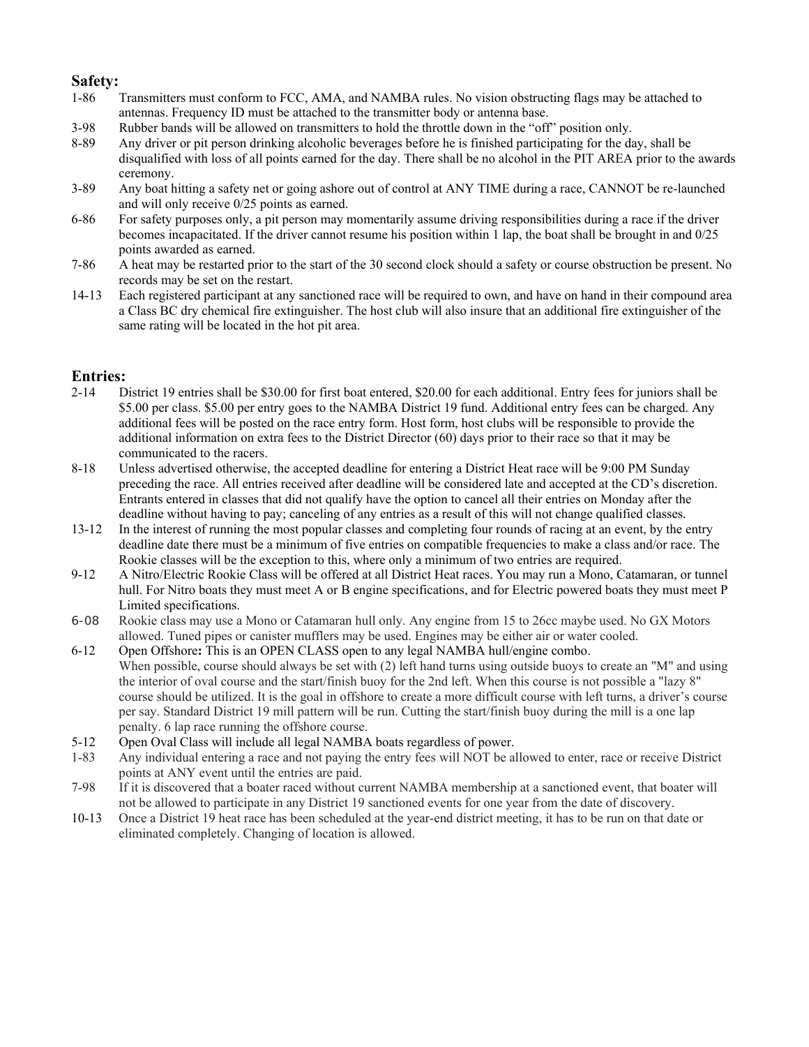## Safety:

1-86 Transmitters must conform to FCC, AMA, and NAMBA rules. No vision obstructing flags may be attached to antennas. Frequency ID must be attached to the transmitter body or antenna base.

3-98 Rubber bands will be allowed on transmitters to hold the throttle down in the "off" position only.

8-89 Any driver or pit person drinking alcoholic beverages before he is finished participating for the day, shall be disqualified with loss of all points earned for the day. There shall be no alcohol in the PIT AREA prior to the awards ceremony.

3-89 Any boat hitting a safety net or going ashore out of control at ANY TIME during a race, CANNOT be re-launched and will only receive 0/25 points as earned.

6-86 For safety purposes only, a pit person may momentarily assume driving responsibilities during a race if the driver becomes incapacitated. If the driver cannot resume his position within 1 lap, the boat shall be brought in and 0/25 points awarded as earned.

7-86 A heat may be restarted prior to the start of the 30 second clock should a safety or course obstruction be present. No records may be set on the restart.

14-13 Each registered participant at any sanctioned race will be required to own, and have on hand in their compound area a Class BC dry chemical fire extinguisher. The host club will also insure that an additional fire extinguisher of the same rating will be located in the hot pit area.

## Entries:

2-14 District 19 entries shall be $30.00 for first boat entered, $20.00 for each additional. Entry fees for juniors shall be $5.00 per class. $5.00 per entry goes to the NAMBA District 19 fund. Additional entry fees can be charged. Any additional fees will be posted on the race entry form. Host form, host clubs will be responsible to provide the additional information on extra fees to the District Director (60) days prior to their race so that it may be communicated to the racers.

8-18 Unless advertised otherwise, the accepted deadline for entering a District Heat race will be 9:00 PM Sunday preceding the race. All entries received after deadline will be considered late and accepted at the CD's discretion. Entrants entered in classes that did not qualify have the option to cancel all their entries on Monday after the deadline without having to pay; canceling of any entries as a result of this will not change qualified classes.

13-12 In the interest of running the most popular classes and completing four rounds of racing at an event, by the entry deadline date there must be a minimum of five entries on compatible frequencies to make a class and/or race. The Rookie classes will be the exception to this, where only a minimum of two entries are required.

9-12 A Nitro/Electric Rookie Class will be offered at all District Heat races. You may run a Mono, Catamaran, or tunnel hull. For Nitro boats they must meet A or B engine specifications, and for Electric powered boats they must meet P Limited specifications.

6-08 Rookie class may use a Mono or Catamaran hull only. Any engine from 15 to 26cc maybe used. No GX Motors allowed. Tuned pipes or canister mufflers may be used. Engines may be either air or water cooled.

6-12 Open Offshore**:** This is an OPEN CLASS open to any legal NAMBA hull/engine combo.
When possible, course should always be set with (2) left hand turns using outside buoys to create an "M" and using the interior of oval course and the start/finish buoy for the 2nd left. When this course is not possible a "lazy 8" course should be utilized. It is the goal in offshore to create a more difficult course with left turns, a driver's course per say. Standard District 19 mill pattern will be run. Cutting the start/finish buoy during the mill is a one lap penalty. 6 lap race running the offshore course.

5-12 Open Oval Class will include all legal NAMBA boats regardless of power.

1-83 Any individual entering a race and not paying the entry fees will NOT be allowed to enter, race or receive District points at ANY event until the entries are paid.

7-98 If it is discovered that a boater raced without current NAMBA membership at a sanctioned event, that boater will not be allowed to participate in any District 19 sanctioned events for one year from the date of discovery.

10-13 Once a District 19 heat race has been scheduled at the year-end district meeting, it has to be run on that date or eliminated completely. Changing of location is allowed.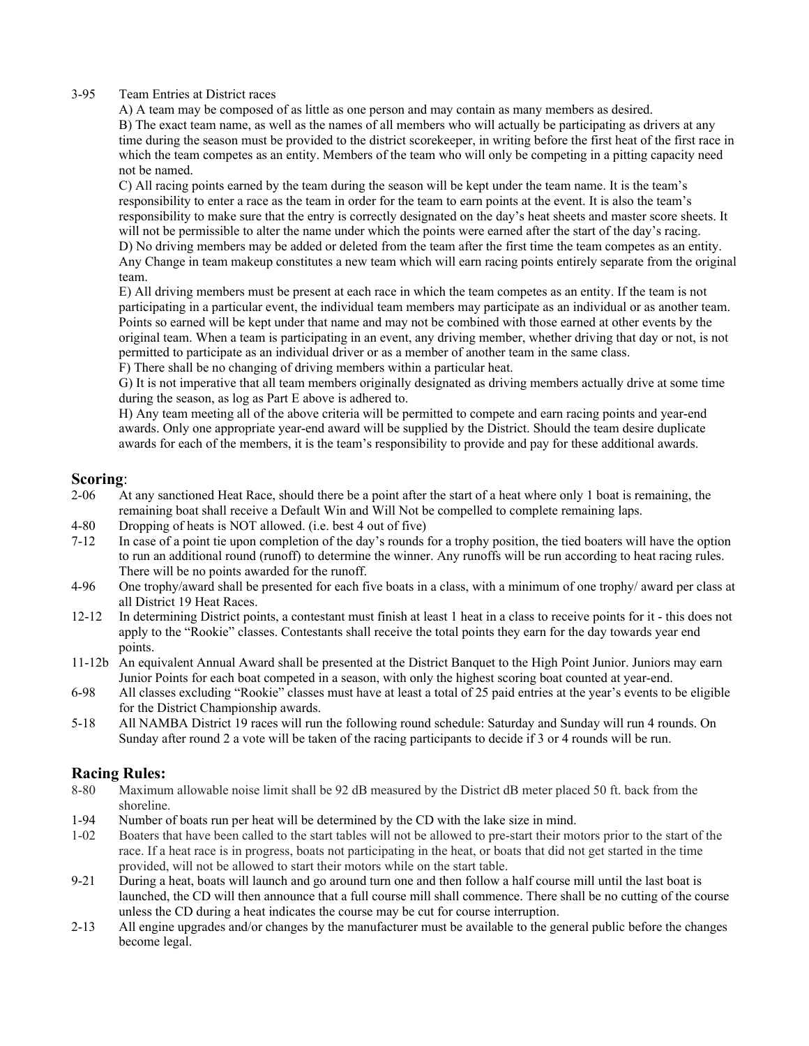3-95 Team Entries at District races

A) A team may be composed of as little as one person and may contain as many members as desired.

B) The exact team name, as well as the names of all members who will actually be participating as drivers at any time during the season must be provided to the district scorekeeper, in writing before the first heat of the first race in which the team competes as an entity. Members of the team who will only be competing in a pitting capacity need not be named.

C) All racing points earned by the team during the season will be kept under the team name. It is the team's responsibility to enter a race as the team in order for the team to earn points at the event. It is also the team's responsibility to make sure that the entry is correctly designated on the day's heat sheets and master score sheets. It will not be permissible to alter the name under which the points were earned after the start of the day's racing.

D) No driving members may be added or deleted from the team after the first time the team competes as an entity. Any Change in team makeup constitutes a new team which will earn racing points entirely separate from the original team.

E) All driving members must be present at each race in which the team competes as an entity. If the team is not participating in a particular event, the individual team members may participate as an individual or as another team. Points so earned will be kept under that name and may not be combined with those earned at other events by the original team. When a team is participating in an event, any driving member, whether driving that day or not, is not permitted to participate as an individual driver or as a member of another team in the same class.

F) There shall be no changing of driving members within a particular heat.

G) It is not imperative that all team members originally designated as driving members actually drive at some time during the season, as log as Part E above is adhered to.

H) Any team meeting all of the above criteria will be permitted to compete and earn racing points and year-end awards. Only one appropriate year-end award will be supplied by the District. Should the team desire duplicate awards for each of the members, it is the team's responsibility to provide and pay for these additional awards.

## Scoring:

2-06 At any sanctioned Heat Race, should there be a point after the start of a heat where only 1 boat is remaining, the remaining boat shall receive a Default Win and Will Not be compelled to complete remaining laps.

4-80 Dropping of heats is NOT allowed. (i.e. best 4 out of five)

7-12 In case of a point tie upon completion of the day's rounds for a trophy position, the tied boaters will have the option to run an additional round (runoff) to determine the winner. Any runoffs will be run according to heat racing rules. There will be no points awarded for the runoff.

4-96 One trophy/award shall be presented for each five boats in a class, with a minimum of one trophy/ award per class at all District 19 Heat Races.

12-12 In determining District points, a contestant must finish at least 1 heat in a class to receive points for it - this does not apply to the "Rookie" classes. Contestants shall receive the total points they earn for the day towards year end points.

11-12b An equivalent Annual Award shall be presented at the District Banquet to the High Point Junior. Juniors may earn Junior Points for each boat competed in a season, with only the highest scoring boat counted at year-end.

6-98 All classes excluding "Rookie" classes must have at least a total of 25 paid entries at the year's events to be eligible for the District Championship awards.

5-18 All NAMBA District 19 races will run the following round schedule: Saturday and Sunday will run 4 rounds. On Sunday after round 2 a vote will be taken of the racing participants to decide if 3 or 4 rounds will be run.

## Racing Rules:

8-80 Maximum allowable noise limit shall be 92 dB measured by the District dB meter placed 50 ft. back from the shoreline.

1-94 Number of boats run per heat will be determined by the CD with the lake size in mind.

1-02 Boaters that have been called to the start tables will not be allowed to pre-start their motors prior to the start of the race. If a heat race is in progress, boats not participating in the heat, or boats that did not get started in the time provided, will not be allowed to start their motors while on the start table.

9-21 During a heat, boats will launch and go around turn one and then follow a half course mill until the last boat is launched, the CD will then announce that a full course mill shall commence. There shall be no cutting of the course unless the CD during a heat indicates the course may be cut for course interruption.

2-13 All engine upgrades and/or changes by the manufacturer must be available to the general public before the changes become legal.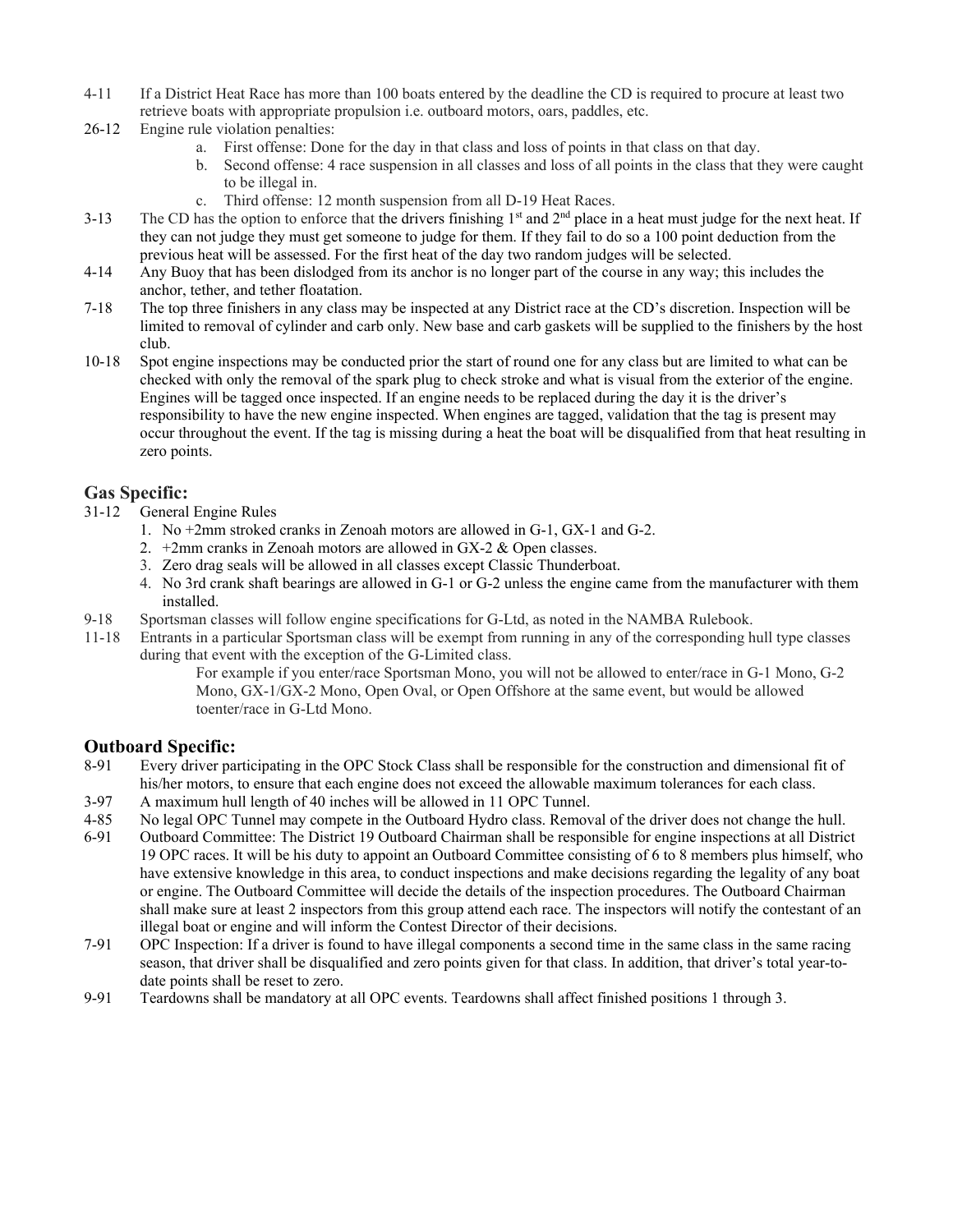4-11 If a District Heat Race has more than 100 boats entered by the deadline the CD is required to procure at least two retrieve boats with appropriate propulsion i.e. outboard motors, oars, paddles, etc.

26-12 Engine rule violation penalties:

a. First offense: Done for the day in that class and loss of points in that class on that day.
b. Second offense: 4 race suspension in all classes and loss of all points in the class that they were caught to be illegal in.
c. Third offense: 12 month suspension from all D-19 Heat Races.

3-13 The CD has the option to enforce that the drivers finishing 1st and 2nd place in a heat must judge for the next heat. If they can not judge they must get someone to judge for them. If they fail to do so a 100 point deduction from the previous heat will be assessed. For the first heat of the day two random judges will be selected.

4-14 Any Buoy that has been dislodged from its anchor is no longer part of the course in any way; this includes the anchor, tether, and tether floatation.

7-18 The top three finishers in any class may be inspected at any District race at the CD's discretion. Inspection will be limited to removal of cylinder and carb only. New base and carb gaskets will be supplied to the finishers by the host club.

10-18 Spot engine inspections may be conducted prior the start of round one for any class but are limited to what can be checked with only the removal of the spark plug to check stroke and what is visual from the exterior of the engine. Engines will be tagged once inspected. If an engine needs to be replaced during the day it is the driver's responsibility to have the new engine inspected. When engines are tagged, validation that the tag is present may occur throughout the event. If the tag is missing during a heat the boat will be disqualified from that heat resulting in zero points.

## Gas Specific:

31-12 General Engine Rules

1. No +2mm stroked cranks in Zenoah motors are allowed in G-1, GX-1 and G-2.
2. +2mm cranks in Zenoah motors are allowed in GX-2 & Open classes.
3. Zero drag seals will be allowed in all classes except Classic Thunderboat.
4. No 3rd crank shaft bearings are allowed in G-1 or G-2 unless the engine came from the manufacturer with them installed.

9-18 Sportsman classes will follow engine specifications for G-Ltd, as noted in the NAMBA Rulebook.

11-18 Entrants in a particular Sportsman class will be exempt from running in any of the corresponding hull type classes during that event with the exception of the G-Limited class.

For example if you enter/race Sportsman Mono, you will not be allowed to enter/race in G-1 Mono, G-2 Mono, GX-1/GX-2 Mono, Open Oval, or Open Offshore at the same event, but would be allowed toenter/race in G-Ltd Mono.

## Outboard Specific:

8-91 Every driver participating in the OPC Stock Class shall be responsible for the construction and dimensional fit of his/her motors, to ensure that each engine does not exceed the allowable maximum tolerances for each class.

3-97 A maximum hull length of 40 inches will be allowed in 11 OPC Tunnel.

4-85 No legal OPC Tunnel may compete in the Outboard Hydro class. Removal of the driver does not change the hull.

6-91 Outboard Committee: The District 19 Outboard Chairman shall be responsible for engine inspections at all District 19 OPC races. It will be his duty to appoint an Outboard Committee consisting of 6 to 8 members plus himself, who have extensive knowledge in this area, to conduct inspections and make decisions regarding the legality of any boat or engine. The Outboard Committee will decide the details of the inspection procedures. The Outboard Chairman shall make sure at least 2 inspectors from this group attend each race. The inspectors will notify the contestant of an illegal boat or engine and will inform the Contest Director of their decisions.

7-91 OPC Inspection: If a driver is found to have illegal components a second time in the same class in the same racing season, that driver shall be disqualified and zero points given for that class. In addition, that driver's total year-to-date points shall be reset to zero.

9-91 Teardowns shall be mandatory at all OPC events. Teardowns shall affect finished positions 1 through 3.